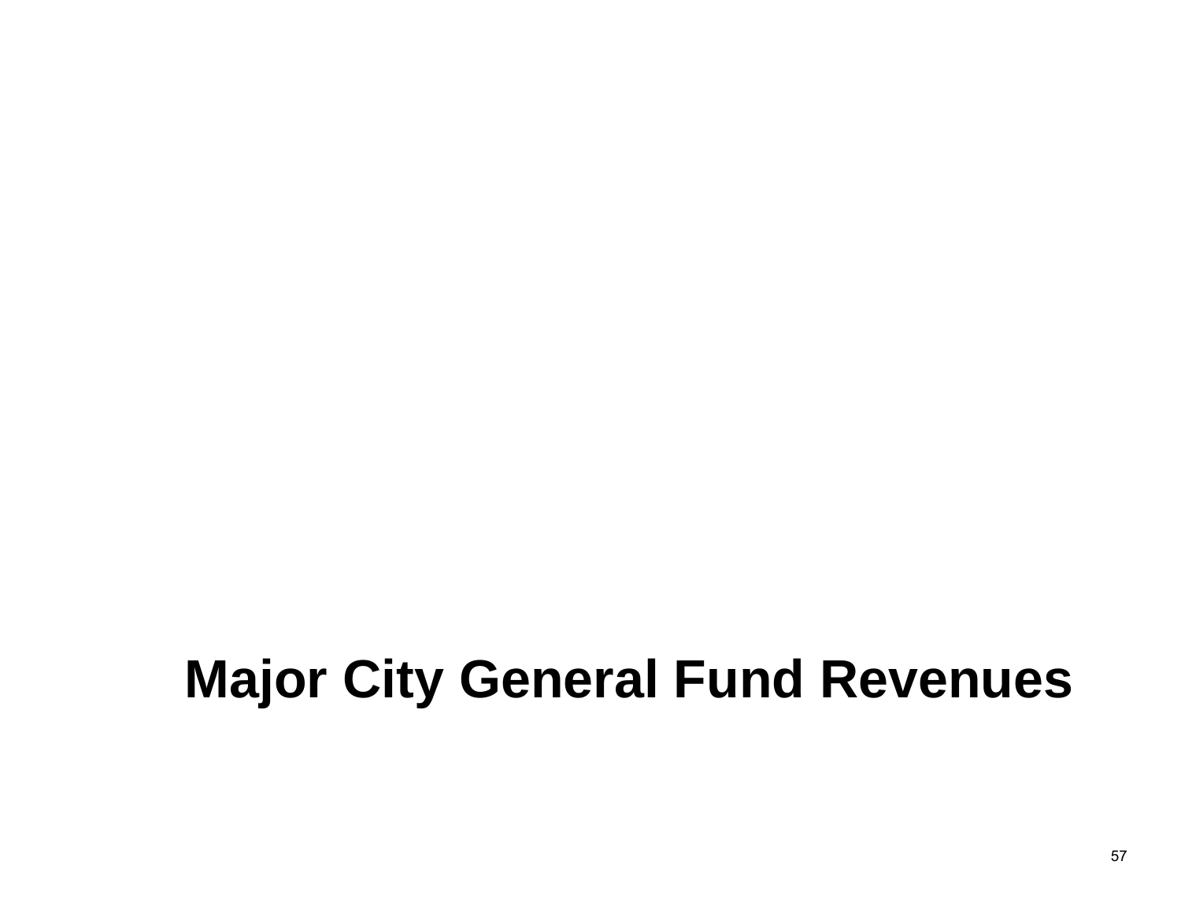# Major City General Fund Revenues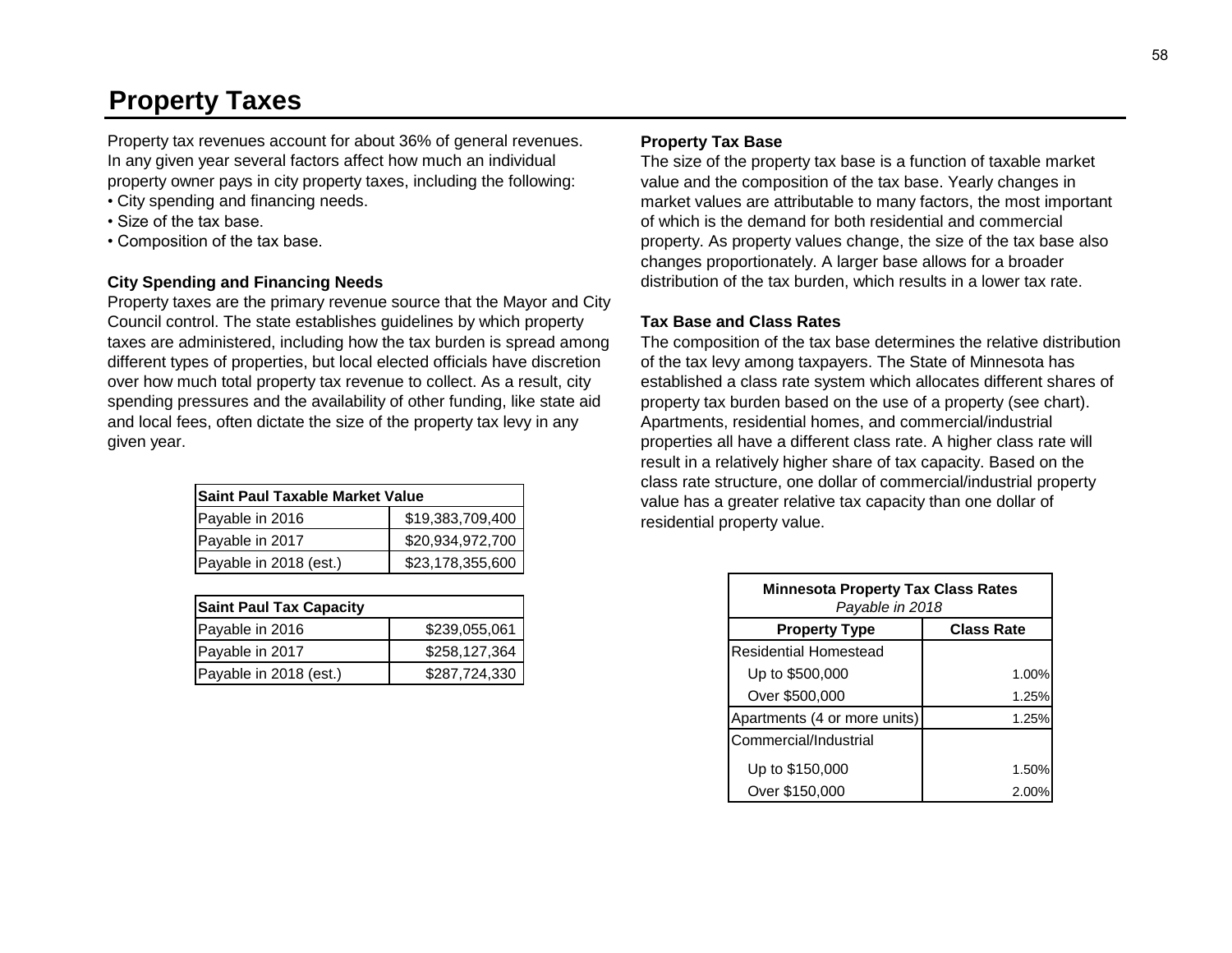# Property Taxes

Property tax revenues account for about 36% of general revenues. In any given year several factors affect how much an individual property owner pays in city property taxes, including the following:

- City spending and financing needs.
- Size of the tax base.
- Composition of the tax base.

### City Spending and Financing Needs

Property taxes are the primary revenue source that the Mayor and City Council control. The state establishes guidelines by which property taxes are administered, including how the tax burden is spread among different types of properties, but local elected officials have discretion over how much total property tax revenue to collect. As a result, city spending pressures and the availability of other funding, like state aid and local fees, often dictate the size of the property tax levy in any given year.

| Saint Paul Taxable Market Value | |
|---|---|
| Payable in 2016 | $19,383,709,400 |
| Payable in 2017 | $20,934,972,700 |
| Payable in 2018 (est.) | $23,178,355,600 |

| Saint Paul Tax Capacity | |
|---|---|
| Payable in 2016 | $239,055,061 |
| Payable in 2017 | $258,127,364 |
| Payable in 2018 (est.) | $287,724,330 |

### Property Tax Base

The size of the property tax base is a function of taxable market value and the composition of the tax base. Yearly changes in market values are attributable to many factors, the most important of which is the demand for both residential and commercial property. As property values change, the size of the tax base also changes proportionately. A larger base allows for a broader distribution of the tax burden, which results in a lower tax rate.

### Tax Base and Class Rates

The composition of the tax base determines the relative distribution of the tax levy among taxpayers. The State of Minnesota has established a class rate system which allocates different shares of property tax burden based on the use of a property (see chart). Apartments, residential homes, and commercial/industrial properties all have a different class rate. A higher class rate will result in a relatively higher share of tax capacity. Based on the class rate structure, one dollar of commercial/industrial property value has a greater relative tax capacity than one dollar of residential property value.

| Minnesota Property Tax Class Rates *Payable in 2018* | |
|---|---|
| **Property Type** | **Class Rate** |
| Residential Homestead | |
| Up to $500,000 | 1.00% |
| Over $500,000 | 1.25% |
| Apartments (4 or more units) | 1.25% |
| Commercial/Industrial | |
| Up to $150,000 | 1.50% |
| Over $150,000 | 2.00% |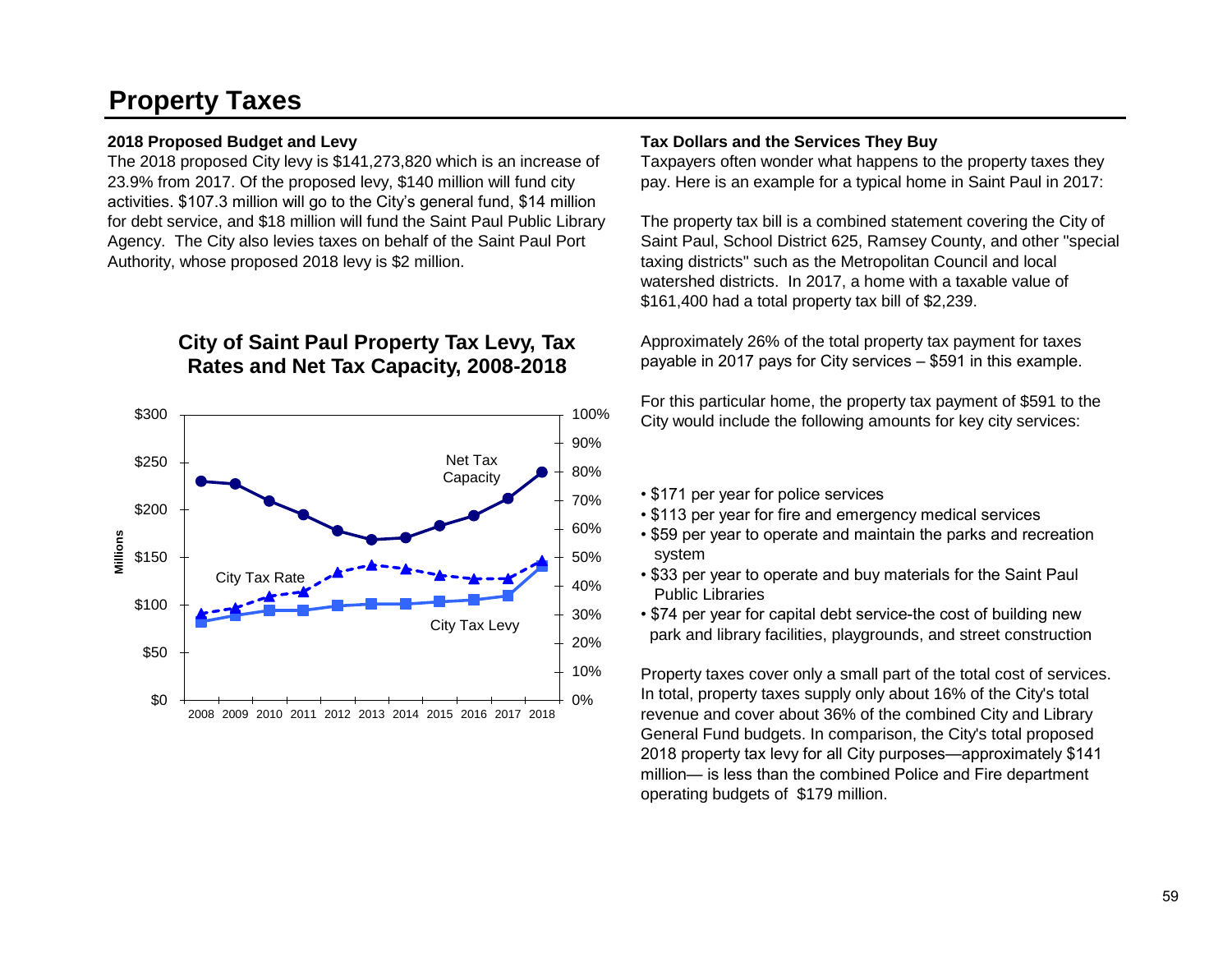# Property Taxes

### 2018 Proposed Budget and Levy

The 2018 proposed City levy is $141,273,820 which is an increase of 23.9% from 2017. Of the proposed levy, $140 million will fund city activities. $107.3 million will go to the City's general fund, $14 million for debt service, and $18 million will fund the Saint Paul Public Library Agency. The City also levies taxes on behalf of the Saint Paul Port Authority, whose proposed 2018 levy is $2 million.

**City of Saint Paul Property Tax Levy, Tax Rates and Net Tax Capacity, 2008-2018**

### Tax Dollars and the Services They Buy

Taxpayers often wonder what happens to the property taxes they pay. Here is an example for a typical home in Saint Paul in 2017:

The property tax bill is a combined statement covering the City of Saint Paul, School District 625, Ramsey County, and other "special taxing districts" such as the Metropolitan Council and local watershed districts. In 2017, a home with a taxable value of $161,400 had a total property tax bill of $2,239.

Approximately 26% of the total property tax payment for taxes payable in 2017 pays for City services – $591 in this example.

For this particular home, the property tax payment of $591 to the City would include the following amounts for key city services:

- $171 per year for police services
- $113 per year for fire and emergency medical services
- $59 per year to operate and maintain the parks and recreation system
- $33 per year to operate and buy materials for the Saint Paul Public Libraries
- $74 per year for capital debt service-the cost of building new park and library facilities, playgrounds, and street construction

Property taxes cover only a small part of the total cost of services. In total, property taxes supply only about 16% of the City's total revenue and cover about 36% of the combined City and Library General Fund budgets. In comparison, the City's total proposed 2018 property tax levy for all City purposes—approximately $141 million— is less than the combined Police and Fire department operating budgets of $179 million.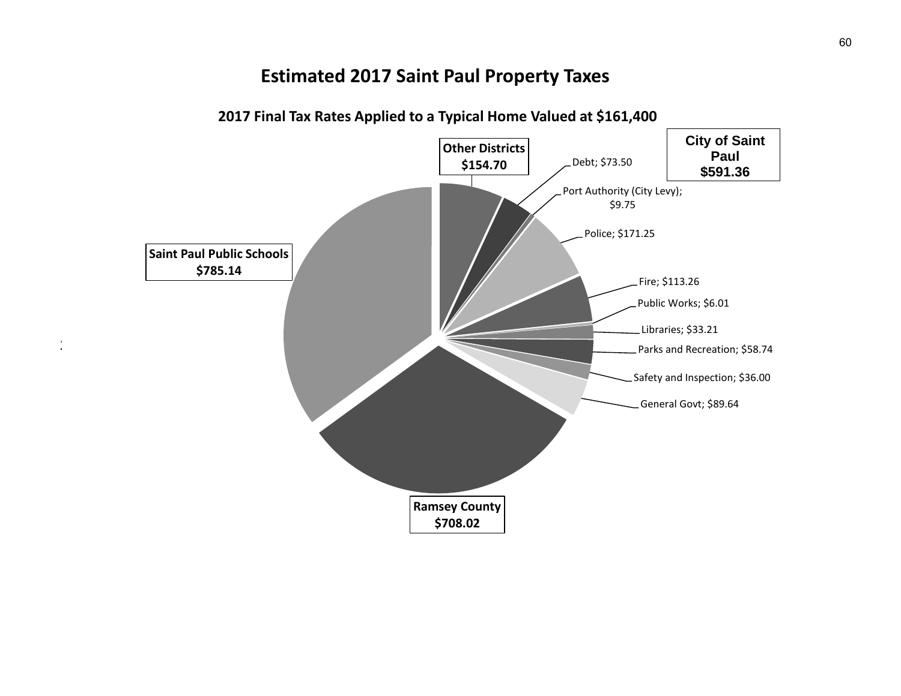# Estimated 2017 Saint Paul Property Taxes

**2017 Final Tax Rates Applied to a Typical Home Valued at $161,400**

**City of Saint Paul $591.36**

**Other Districts $154.70**

Debt; $73.50

Port Authority (City Levy); $9.75

Police; $171.25

Fire; $113.26

Public Works; $6.01

Libraries; $33.21

Parks and Recreation; $58.74

Safety and Inspection; $36.00

General Govt; $89.64

**Saint Paul Public Schools $785.14**

**Ramsey County $708.02**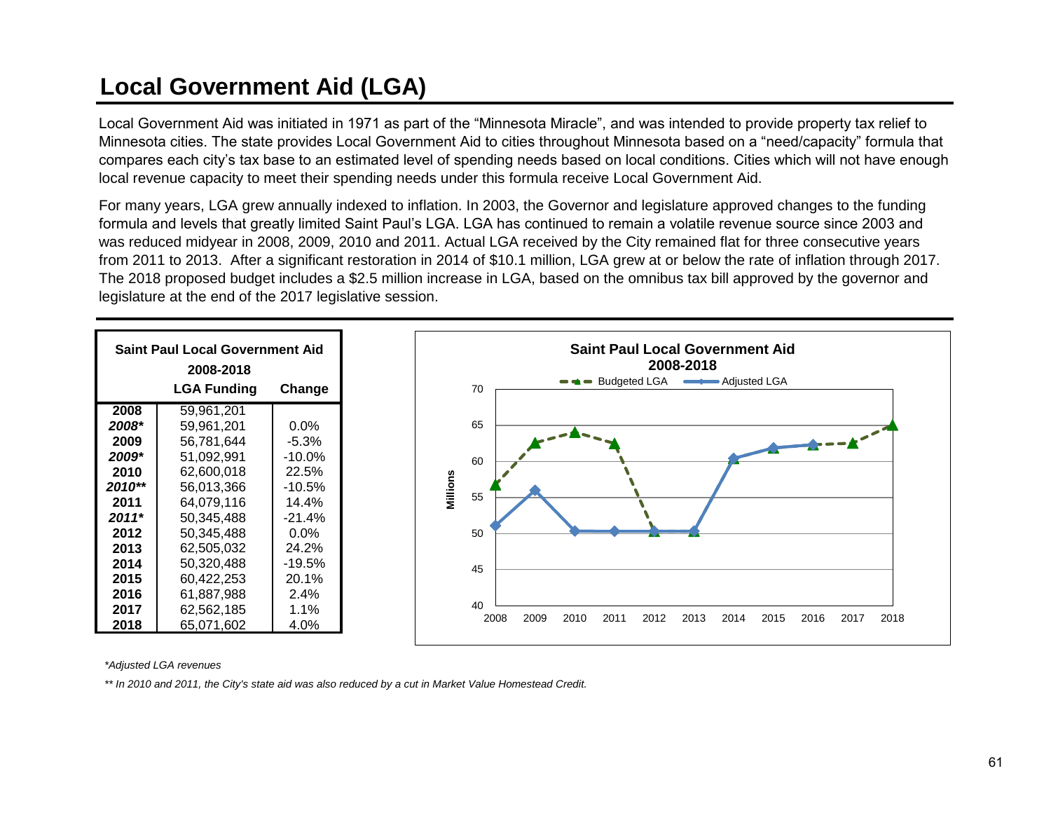# Local Government Aid (LGA)

Local Government Aid was initiated in 1971 as part of the "Minnesota Miracle", and was intended to provide property tax relief to Minnesota cities. The state provides Local Government Aid to cities throughout Minnesota based on a "need/capacity" formula that compares each city's tax base to an estimated level of spending needs based on local conditions. Cities which will not have enough local revenue capacity to meet their spending needs under this formula receive Local Government Aid.

For many years, LGA grew annually indexed to inflation. In 2003, the Governor and legislature approved changes to the funding formula and levels that greatly limited Saint Paul's LGA. LGA has continued to remain a volatile revenue source since 2003 and was reduced midyear in 2008, 2009, 2010 and 2011. Actual LGA received by the City remained flat for three consecutive years from 2011 to 2013. After a significant restoration in 2014 of $10.1 million, LGA grew at or below the rate of inflation through 2017. The 2018 proposed budget includes a $2.5 million increase in LGA, based on the omnibus tax bill approved by the governor and legislature at the end of the 2017 legislative session.

**Saint Paul Local Government Aid 2008-2018**

| | LGA Funding | Change |
|---|---|---|
| **2008** | 59,961,201 | |
| ***2008**** | 59,961,201 | 0.0% |
| **2009** | 56,781,644 | -5.3% |
| ***2009**** | 51,092,991 | -10.0% |
| **2010** | 62,600,018 | 22.5% |
| ***2010***** | 56,013,366 | -10.5% |
| **2011** | 64,079,116 | 14.4% |
| ***2011**** | 50,345,488 | -21.4% |
| **2012** | 50,345,488 | 0.0% |
| **2013** | 62,505,032 | 24.2% |
| **2014** | 50,320,488 | -19.5% |
| **2015** | 60,422,253 | 20.1% |
| **2016** | 61,887,988 | 2.4% |
| **2017** | 62,562,185 | 1.1% |
| **2018** | 65,071,602 | 4.0% |

**Saint Paul Local Government Aid 2008-2018**

*\*Adjusted LGA revenues*

*\*\* In 2010 and 2011, the City's state aid was also reduced by a cut in Market Value Homestead Credit.*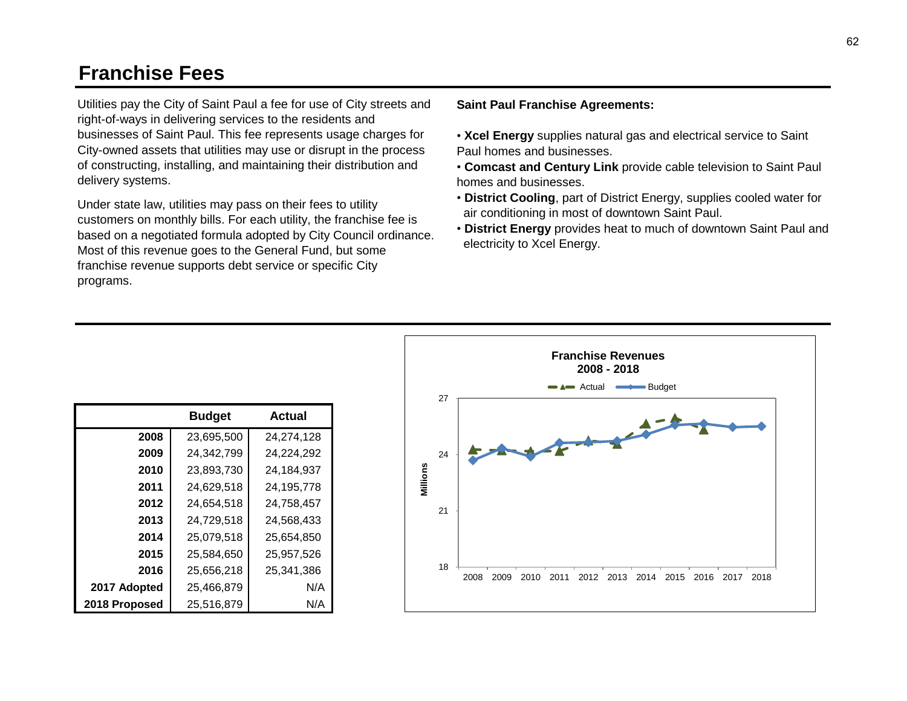# Franchise Fees

Utilities pay the City of Saint Paul a fee for use of City streets and right-of-ways in delivering services to the residents and businesses of Saint Paul. This fee represents usage charges for City-owned assets that utilities may use or disrupt in the process of constructing, installing, and maintaining their distribution and delivery systems.

Under state law, utilities may pass on their fees to utility customers on monthly bills. For each utility, the franchise fee is based on a negotiated formula adopted by City Council ordinance. Most of this revenue goes to the General Fund, but some franchise revenue supports debt service or specific City programs.

**Saint Paul Franchise Agreements:**

- **Xcel Energy** supplies natural gas and electrical service to Saint Paul homes and businesses.
- **Comcast and Century Link** provide cable television to Saint Paul homes and businesses.
- **District Cooling**, part of District Energy, supplies cooled water for air conditioning in most of downtown Saint Paul.
- **District Energy** provides heat to much of downtown Saint Paul and electricity to Xcel Energy.

| | Budget | Actual |
|---|---|---|
| **2008** | 23,695,500 | 24,274,128 |
| **2009** | 24,342,799 | 24,224,292 |
| **2010** | 23,893,730 | 24,184,937 |
| **2011** | 24,629,518 | 24,195,778 |
| **2012** | 24,654,518 | 24,758,457 |
| **2013** | 24,729,518 | 24,568,433 |
| **2014** | 25,079,518 | 25,654,850 |
| **2015** | 25,584,650 | 25,957,526 |
| **2016** | 25,656,218 | 25,341,386 |
| **2017 Adopted** | 25,466,879 | N/A |
| **2018 Proposed** | 25,516,879 | N/A |

**Franchise Revenues 2008 - 2018**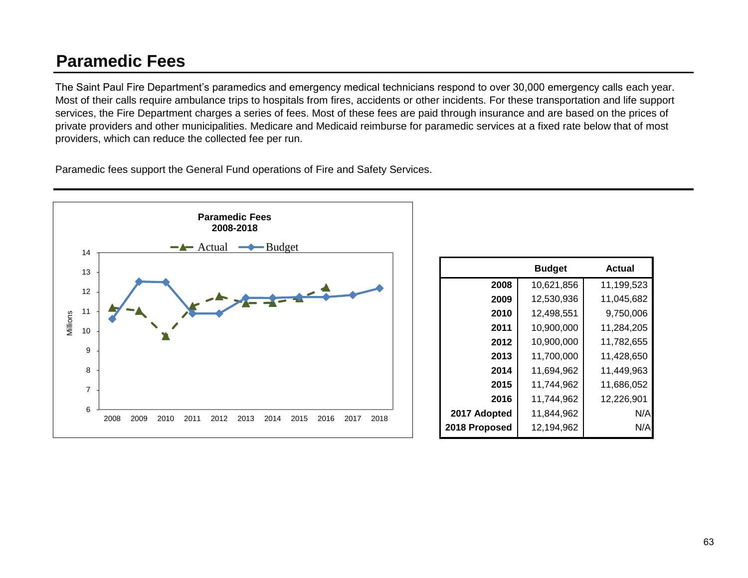# Paramedic Fees

The Saint Paul Fire Department's paramedics and emergency medical technicians respond to over 30,000 emergency calls each year. Most of their calls require ambulance trips to hospitals from fires, accidents or other incidents. For these transportation and life support services, the Fire Department charges a series of fees. Most of these fees are paid through insurance and are based on the prices of private providers and other municipalities. Medicare and Medicaid reimburse for paramedic services at a fixed rate below that of most providers, which can reduce the collected fee per run.

Paramedic fees support the General Fund operations of Fire and Safety Services.

| | Budget | Actual |
|---|---|---|
| **2008** | 10,621,856 | 11,199,523 |
| **2009** | 12,530,936 | 11,045,682 |
| **2010** | 12,498,551 | 9,750,006 |
| **2011** | 10,900,000 | 11,284,205 |
| **2012** | 10,900,000 | 11,782,655 |
| **2013** | 11,700,000 | 11,428,650 |
| **2014** | 11,694,962 | 11,449,963 |
| **2015** | 11,744,962 | 11,686,052 |
| **2016** | 11,744,962 | 12,226,901 |
| **2017 Adopted** | 11,844,962 | N/A |
| **2018 Proposed** | 12,194,962 | N/A |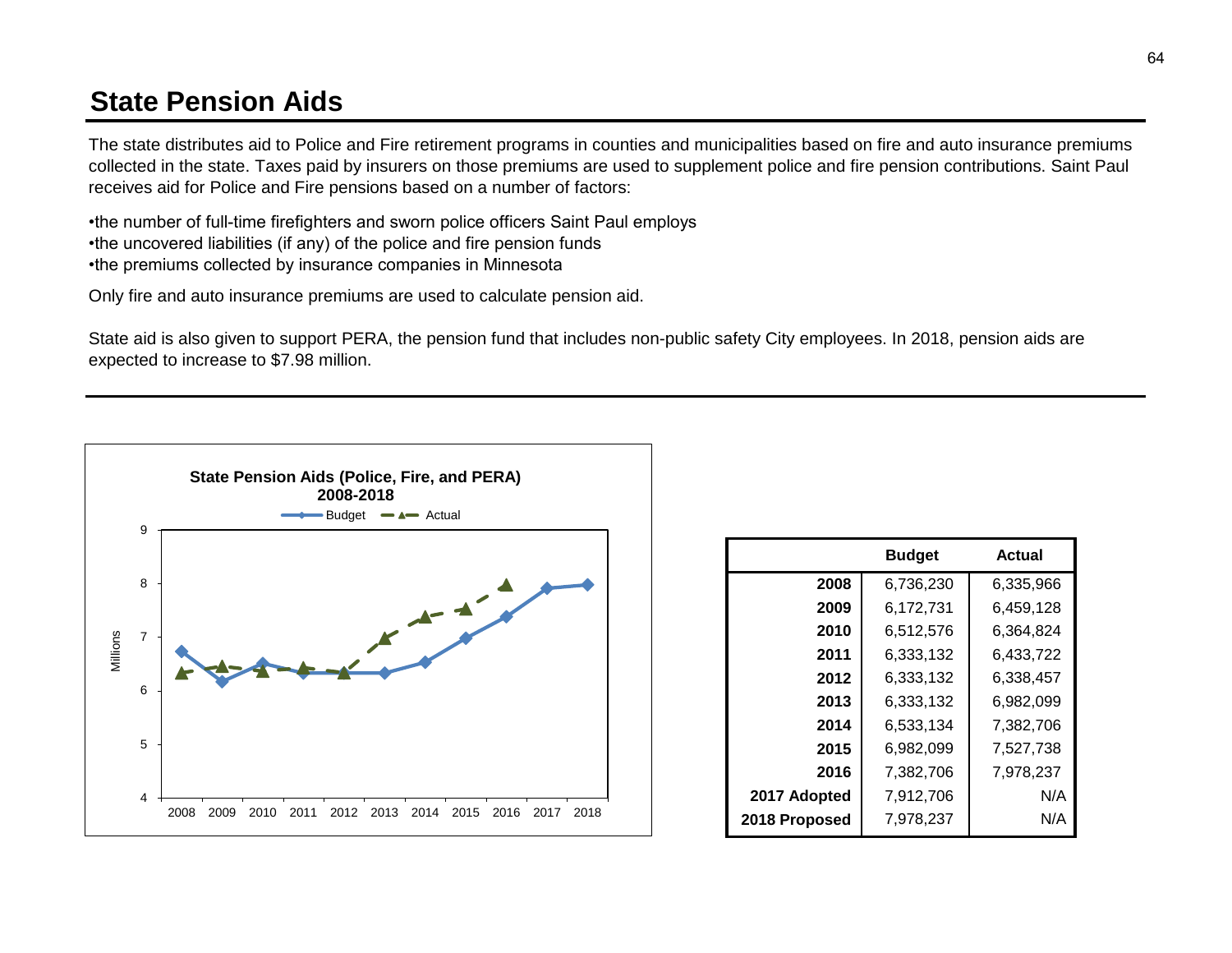# State Pension Aids

The state distributes aid to Police and Fire retirement programs in counties and municipalities based on fire and auto insurance premiums collected in the state. Taxes paid by insurers on those premiums are used to supplement police and fire pension contributions. Saint Paul receives aid for Police and Fire pensions based on a number of factors:

•the number of full-time firefighters and sworn police officers Saint Paul employs
•the uncovered liabilities (if any) of the police and fire pension funds
•the premiums collected by insurance companies in Minnesota

Only fire and auto insurance premiums are used to calculate pension aid.

State aid is also given to support PERA, the pension fund that includes non-public safety City employees. In 2018, pension aids are expected to increase to $7.98 million.

**State Pension Aids (Police, Fire, and PERA) 2008-2018**

| | Budget | Actual |
|---|---|---|
| **2008** | 6,736,230 | 6,335,966 |
| **2009** | 6,172,731 | 6,459,128 |
| **2010** | 6,512,576 | 6,364,824 |
| **2011** | 6,333,132 | 6,433,722 |
| **2012** | 6,333,132 | 6,338,457 |
| **2013** | 6,333,132 | 6,982,099 |
| **2014** | 6,533,134 | 7,382,706 |
| **2015** | 6,982,099 | 7,527,738 |
| **2016** | 7,382,706 | 7,978,237 |
| **2017 Adopted** | 7,912,706 | N/A |
| **2018 Proposed** | 7,978,237 | N/A |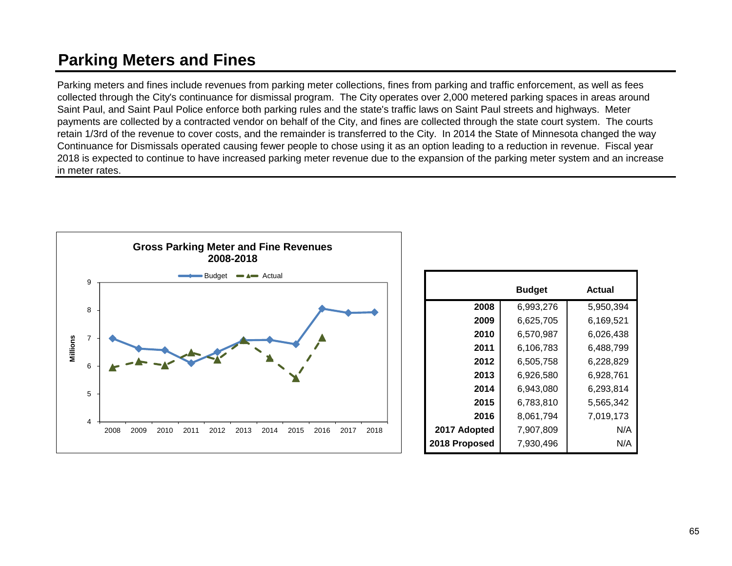# Parking Meters and Fines

Parking meters and fines include revenues from parking meter collections, fines from parking and traffic enforcement, as well as fees collected through the City's continuance for dismissal program. The City operates over 2,000 metered parking spaces in areas around Saint Paul, and Saint Paul Police enforce both parking rules and the state's traffic laws on Saint Paul streets and highways. Meter payments are collected by a contracted vendor on behalf of the City, and fines are collected through the state court system. The courts retain 1/3rd of the revenue to cover costs, and the remainder is transferred to the City. In 2014 the State of Minnesota changed the way Continuance for Dismissals operated causing fewer people to chose using it as an option leading to a reduction in revenue. Fiscal year 2018 is expected to continue to have increased parking meter revenue due to the expansion of the parking meter system and an increase in meter rates.

**Gross Parking Meter and Fine Revenues 2008-2018**

| | Budget | Actual |
|---|---|---|
| 2008 | 6,993,276 | 5,950,394 |
| 2009 | 6,625,705 | 6,169,521 |
| 2010 | 6,570,987 | 6,026,438 |
| 2011 | 6,106,783 | 6,488,799 |
| 2012 | 6,505,758 | 6,228,829 |
| 2013 | 6,926,580 | 6,928,761 |
| 2014 | 6,943,080 | 6,293,814 |
| 2015 | 6,783,810 | 5,565,342 |
| 2016 | 8,061,794 | 7,019,173 |
| 2017 Adopted | 7,907,809 | N/A |
| 2018 Proposed | 7,930,496 | N/A |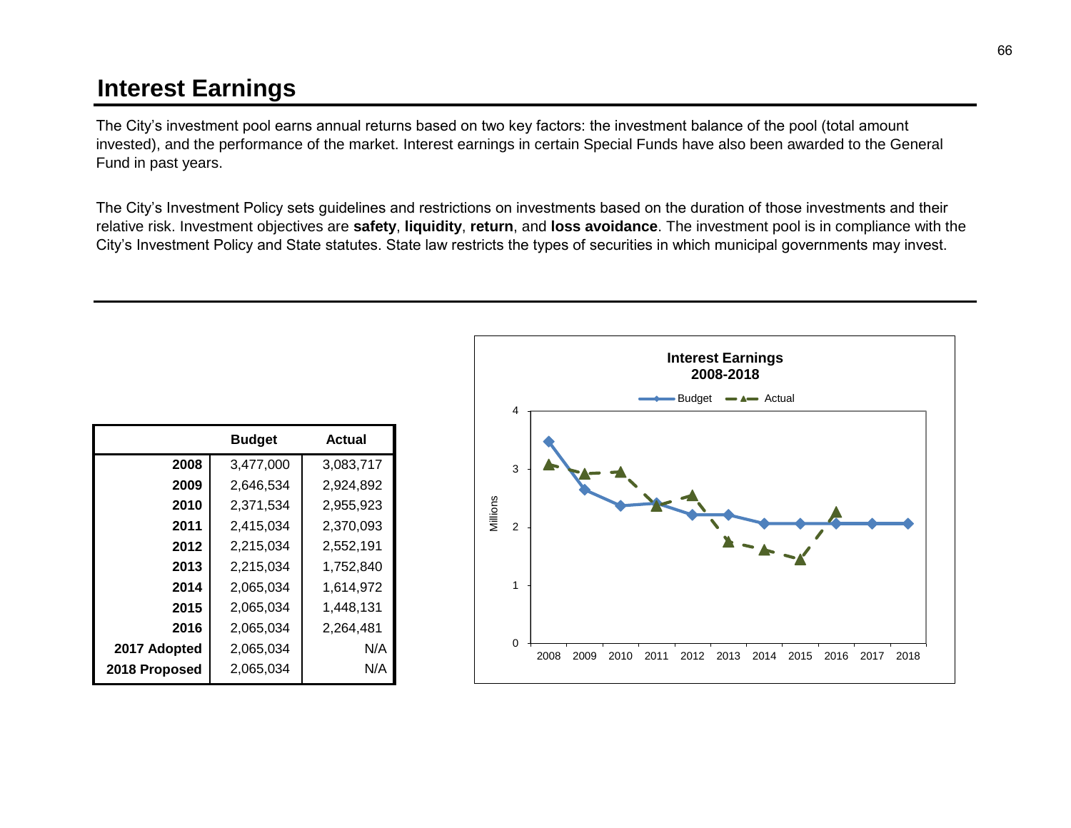# Interest Earnings

The City's investment pool earns annual returns based on two key factors: the investment balance of the pool (total amount invested), and the performance of the market. Interest earnings in certain Special Funds have also been awarded to the General Fund in past years.

The City's Investment Policy sets guidelines and restrictions on investments based on the duration of those investments and their relative risk. Investment objectives are **safety**, **liquidity**, **return**, and **loss avoidance**. The investment pool is in compliance with the City's Investment Policy and State statutes. State law restricts the types of securities in which municipal governments may invest.

| | Budget | Actual |
|---|---|---|
| **2008** | 3,477,000 | 3,083,717 |
| **2009** | 2,646,534 | 2,924,892 |
| **2010** | 2,371,534 | 2,955,923 |
| **2011** | 2,415,034 | 2,370,093 |
| **2012** | 2,215,034 | 2,552,191 |
| **2013** | 2,215,034 | 1,752,840 |
| **2014** | 2,065,034 | 1,614,972 |
| **2015** | 2,065,034 | 1,448,131 |
| **2016** | 2,065,034 | 2,264,481 |
| **2017 Adopted** | 2,065,034 | N/A |
| **2018 Proposed** | 2,065,034 | N/A |

**Interest Earnings 2008-2018**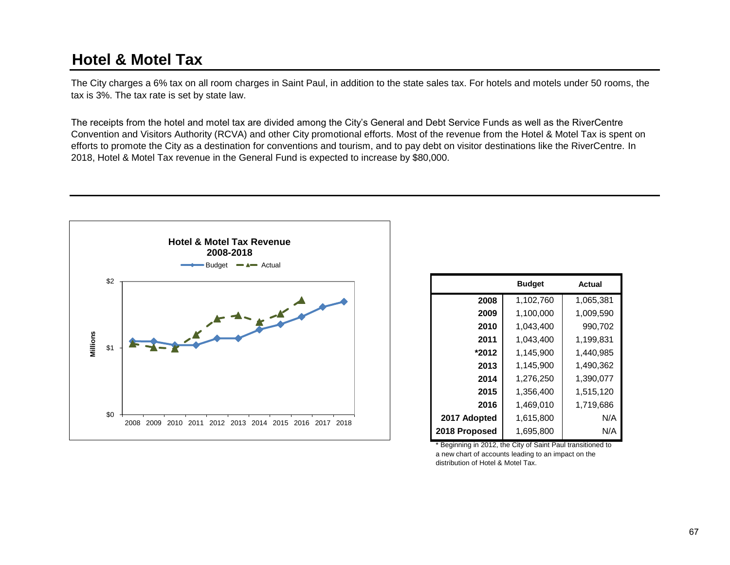## Hotel & Motel Tax

The City charges a 6% tax on all room charges in Saint Paul, in addition to the state sales tax. For hotels and motels under 50 rooms, the tax is 3%. The tax rate is set by state law.

The receipts from the hotel and motel tax are divided among the City's General and Debt Service Funds as well as the RiverCentre Convention and Visitors Authority (RCVA) and other City promotional efforts. Most of the revenue from the Hotel & Motel Tax is spent on efforts to promote the City as a destination for conventions and tourism, and to pay debt on visitor destinations like the RiverCentre. In 2018, Hotel & Motel Tax revenue in the General Fund is expected to increase by $80,000.

Hotel & Motel Tax Revenue
2008-2018

Budget
Actual

Millions

$2
$1
$0

2008 2009 2010 2011 2012 2013 2014 2015 2016 2017 2018

| | Budget | Actual |
|---|---|---|
| 2008 | 1,102,760 | 1,065,381 |
| 2009 | 1,100,000 | 1,009,590 |
| 2010 | 1,043,400 | 990,702 |
| 2011 | 1,043,400 | 1,199,831 |
| *2012 | 1,145,900 | 1,440,985 |
| 2013 | 1,145,900 | 1,490,362 |
| 2014 | 1,276,250 | 1,390,077 |
| 2015 | 1,356,400 | 1,515,120 |
| 2016 | 1,469,010 | 1,719,686 |
| 2017 Adopted | 1,615,800 | N/A |
| 2018 Proposed | 1,695,800 | N/A |

* Beginning in 2012, the City of Saint Paul transitioned to a new chart of accounts leading to an impact on the distribution of Hotel & Motel Tax.